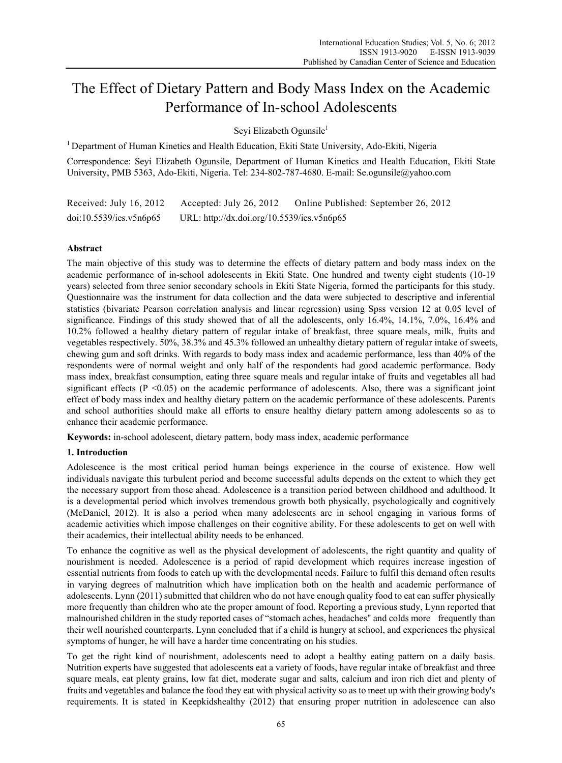# The Effect of Dietary Pattern and Body Mass Index on the Academic Performance of In-school Adolescents

Seyi Elizabeth Ogunsile[1]

[1] Department of Human Kinetics and Health Education, Ekiti State University, Ado-Ekiti, Nigeria

Correspondence: Seyi Elizabeth Ogunsile, Department of Human Kinetics and Health Education, Ekiti State University, PMB 5363, Ado-Ekiti, Nigeria. Tel: 234-802-787-4680. E-mail: Se.ogunsile@yahoo.com

Received: July 16, 2012 Accepted: July 26, 2012 Online Published: September 26, 2012

doi:10.5539/ies.v5n6p65 URL: http://dx.doi.org/10.5539/ies.v5n6p65

## Abstract

The main objective of this study was to determine the effects of dietary pattern and body mass index on the academic performance of in-school adolescents in Ekiti State. One hundred and twenty eight students (10-19 years) selected from three senior secondary schools in Ekiti State Nigeria, formed the participants for this study. Questionnaire was the instrument for data collection and the data were subjected to descriptive and inferential statistics (bivariate Pearson correlation analysis and linear regression) using Spss version 12 at 0.05 level of significance. Findings of this study showed that of all the adolescents, only 16.4%, 14.1%, 7.0%, 16.4% and 10.2% followed a healthy dietary pattern of regular intake of breakfast, three square meals, milk, fruits and vegetables respectively. 50%, 38.3% and 45.3% followed an unhealthy dietary pattern of regular intake of sweets, chewing gum and soft drinks. With regards to body mass index and academic performance, less than 40% of the respondents were of normal weight and only half of the respondents had good academic performance. Body mass index, breakfast consumption, eating three square meals and regular intake of fruits and vegetables all had significant effects ($P < 0.05$) on the academic performance of adolescents. Also, there was a significant joint effect of body mass index and healthy dietary pattern on the academic performance of these adolescents. Parents and school authorities should make all efforts to ensure healthy dietary pattern among adolescents so as to enhance their academic performance.

**Keywords:** in-school adolescent, dietary pattern, body mass index, academic performance

## 1. Introduction

Adolescence is the most critical period human beings experience in the course of existence. How well individuals navigate this turbulent period and become successful adults depends on the extent to which they get the necessary support from those ahead. Adolescence is a transition period between childhood and adulthood. It is a developmental period which involves tremendous growth both physically, psychologically and cognitively (McDaniel, 2012). It is also a period when many adolescents are in school engaging in various forms of academic activities which impose challenges on their cognitive ability. For these adolescents to get on well with their academics, their intellectual ability needs to be enhanced.

To enhance the cognitive as well as the physical development of adolescents, the right quantity and quality of nourishment is needed. Adolescence is a period of rapid development which requires increase ingestion of essential nutrients from foods to catch up with the developmental needs. Failure to fulfil this demand often results in varying degrees of malnutrition which have implication both on the health and academic performance of adolescents. Lynn (2011) submitted that children who do not have enough quality food to eat can suffer physically more frequently than children who ate the proper amount of food. Reporting a previous study, Lynn reported that malnourished children in the study reported cases of "stomach aches, headaches" and colds more frequently than their well nourished counterparts. Lynn concluded that if a child is hungry at school, and experiences the physical symptoms of hunger, he will have a harder time concentrating on his studies.

To get the right kind of nourishment, adolescents need to adopt a healthy eating pattern on a daily basis. Nutrition experts have suggested that adolescents eat a variety of foods, have regular intake of breakfast and three square meals, eat plenty grains, low fat diet, moderate sugar and salts, calcium and iron rich diet and plenty of fruits and vegetables and balance the food they eat with physical activity so as to meet up with their growing body's requirements. It is stated in Keepkidshealthy (2012) that ensuring proper nutrition in adolescence can also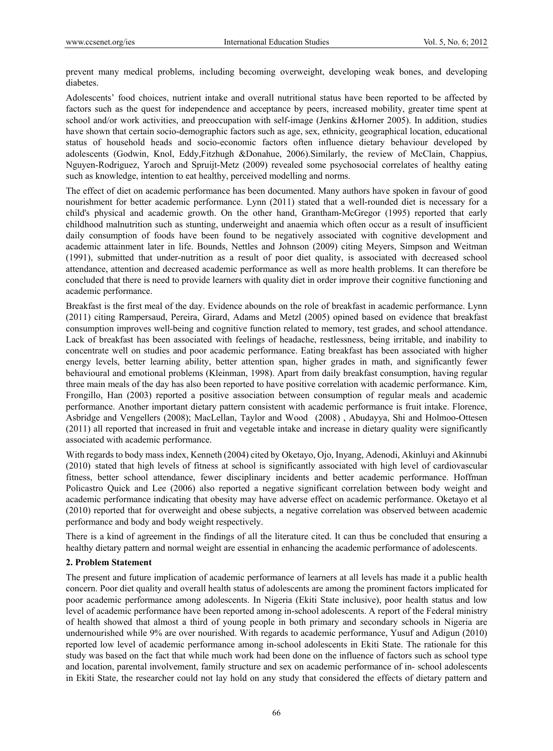prevent many medical problems, including becoming overweight, developing weak bones, and developing diabetes.

Adolescents' food choices, nutrient intake and overall nutritional status have been reported to be affected by factors such as the quest for independence and acceptance by peers, increased mobility, greater time spent at school and/or work activities, and preoccupation with self-image (Jenkins &Horner 2005). In addition, studies have shown that certain socio-demographic factors such as age, sex, ethnicity, geographical location, educational status of household heads and socio-economic factors often influence dietary behaviour developed by adolescents (Godwin, Knol, Eddy,Fitzhugh &Donahue, 2006).Similarly, the review of McClain, Chappius, Nguyen-Rodriguez, Yaroch and Spruijt-Metz (2009) revealed some psychosocial correlates of healthy eating such as knowledge, intention to eat healthy, perceived modelling and norms.

The effect of diet on academic performance has been documented. Many authors have spoken in favour of good nourishment for better academic performance. Lynn (2011) stated that a well-rounded diet is necessary for a child's physical and academic growth. On the other hand, Grantham-McGregor (1995) reported that early childhood malnutrition such as stunting, underweight and anaemia which often occur as a result of insufficient daily consumption of foods have been found to be negatively associated with cognitive development and academic attainment later in life. Bounds, Nettles and Johnson (2009) citing Meyers, Simpson and Weitman (1991), submitted that under-nutrition as a result of poor diet quality, is associated with decreased school attendance, attention and decreased academic performance as well as more health problems. It can therefore be concluded that there is need to provide learners with quality diet in order improve their cognitive functioning and academic performance.

Breakfast is the first meal of the day. Evidence abounds on the role of breakfast in academic performance. Lynn (2011) citing Rampersaud, Pereira, Girard, Adams and Metzl (2005) opined based on evidence that breakfast consumption improves well-being and cognitive function related to memory, test grades, and school attendance. Lack of breakfast has been associated with feelings of headache, restlessness, being irritable, and inability to concentrate well on studies and poor academic performance. Eating breakfast has been associated with higher energy levels, better learning ability, better attention span, higher grades in math, and significantly fewer behavioural and emotional problems (Kleinman, 1998). Apart from daily breakfast consumption, having regular three main meals of the day has also been reported to have positive correlation with academic performance. Kim, Frongillo, Han (2003) reported a positive association between consumption of regular meals and academic performance. Another important dietary pattern consistent with academic performance is fruit intake. Florence, Asbridge and Vengellers (2008); MacLellan, Taylor and Wood (2008) , Abudayya, Shi and Holmoo-Ottesen (2011) all reported that increased in fruit and vegetable intake and increase in dietary quality were significantly associated with academic performance.

With regards to body mass index, Kenneth (2004) cited by Oketayo, Ojo, Inyang, Adenodi, Akinluyi and Akinnubi (2010) stated that high levels of fitness at school is significantly associated with high level of cardiovascular fitness, better school attendance, fewer disciplinary incidents and better academic performance. Hoffman Policastro Quick and Lee (2006) also reported a negative significant correlation between body weight and academic performance indicating that obesity may have adverse effect on academic performance. Oketayo et al (2010) reported that for overweight and obese subjects, a negative correlation was observed between academic performance and body and body weight respectively.

There is a kind of agreement in the findings of all the literature cited. It can thus be concluded that ensuring a healthy dietary pattern and normal weight are essential in enhancing the academic performance of adolescents.

## 2. Problem Statement

The present and future implication of academic performance of learners at all levels has made it a public health concern. Poor diet quality and overall health status of adolescents are among the prominent factors implicated for poor academic performance among adolescents. In Nigeria (Ekiti State inclusive), poor health status and low level of academic performance have been reported among in-school adolescents. A report of the Federal ministry of health showed that almost a third of young people in both primary and secondary schools in Nigeria are undernourished while 9% are over nourished. With regards to academic performance, Yusuf and Adigun (2010) reported low level of academic performance among in-school adolescents in Ekiti State. The rationale for this study was based on the fact that while much work had been done on the influence of factors such as school type and location, parental involvement, family structure and sex on academic performance of in- school adolescents in Ekiti State, the researcher could not lay hold on any study that considered the effects of dietary pattern and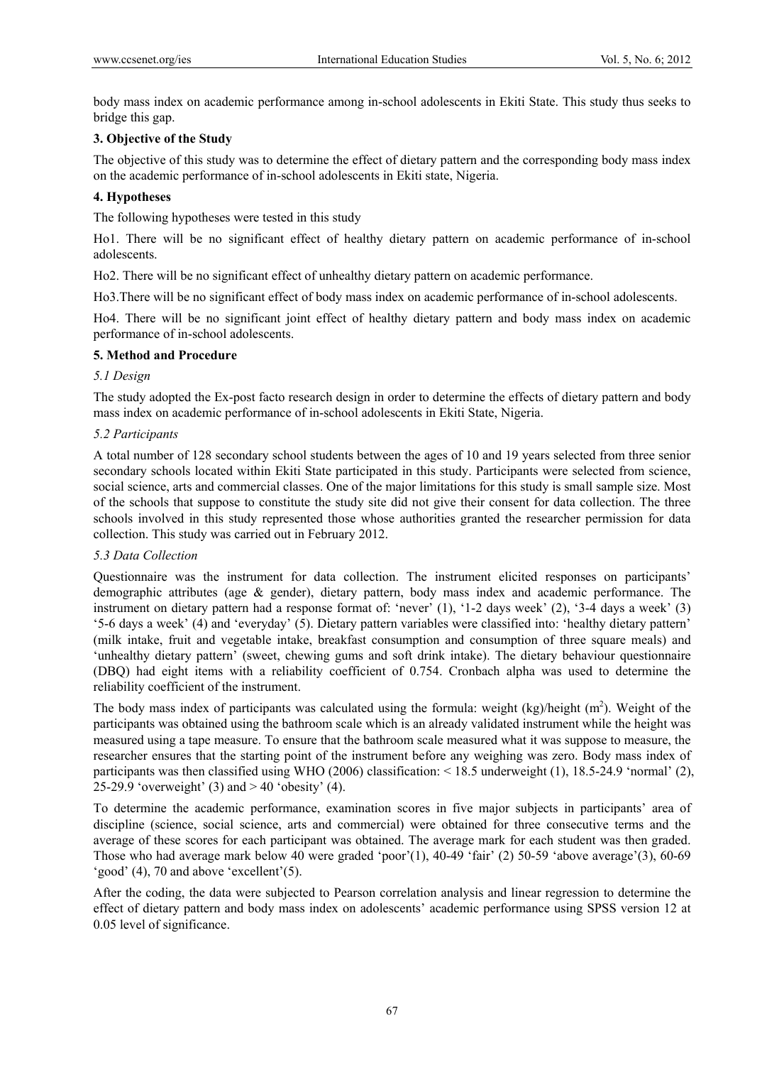body mass index on academic performance among in-school adolescents in Ekiti State. This study thus seeks to bridge this gap.

## 3. Objective of the Study

The objective of this study was to determine the effect of dietary pattern and the corresponding body mass index on the academic performance of in-school adolescents in Ekiti state, Nigeria.

## 4. Hypotheses

The following hypotheses were tested in this study

Ho1. There will be no significant effect of healthy dietary pattern on academic performance of in-school adolescents.

Ho2. There will be no significant effect of unhealthy dietary pattern on academic performance.

Ho3.There will be no significant effect of body mass index on academic performance of in-school adolescents.

Ho4. There will be no significant joint effect of healthy dietary pattern and body mass index on academic performance of in-school adolescents.

## 5. Method and Procedure

### *5.1 Design*

The study adopted the Ex-post facto research design in order to determine the effects of dietary pattern and body mass index on academic performance of in-school adolescents in Ekiti State, Nigeria.

### *5.2 Participants*

A total number of 128 secondary school students between the ages of 10 and 19 years selected from three senior secondary schools located within Ekiti State participated in this study. Participants were selected from science, social science, arts and commercial classes. One of the major limitations for this study is small sample size. Most of the schools that suppose to constitute the study site did not give their consent for data collection. The three schools involved in this study represented those whose authorities granted the researcher permission for data collection. This study was carried out in February 2012.

### *5.3 Data Collection*

Questionnaire was the instrument for data collection. The instrument elicited responses on participants' demographic attributes (age & gender), dietary pattern, body mass index and academic performance. The instrument on dietary pattern had a response format of: 'never' (1), '1-2 days week' (2), '3-4 days a week' (3) '5-6 days a week' (4) and 'everyday' (5). Dietary pattern variables were classified into: 'healthy dietary pattern' (milk intake, fruit and vegetable intake, breakfast consumption and consumption of three square meals) and 'unhealthy dietary pattern' (sweet, chewing gums and soft drink intake). The dietary behaviour questionnaire (DBQ) had eight items with a reliability coefficient of 0.754. Cronbach alpha was used to determine the reliability coefficient of the instrument.

The body mass index of participants was calculated using the formula: weight (kg)/height ($m^2$). Weight of the participants was obtained using the bathroom scale which is an already validated instrument while the height was measured using a tape measure. To ensure that the bathroom scale measured what it was suppose to measure, the researcher ensures that the starting point of the instrument before any weighing was zero. Body mass index of participants was then classified using WHO (2006) classification: < 18.5 underweight (1), 18.5-24.9 'normal' (2), 25-29.9 'overweight' (3) and > 40 'obesity' (4).

To determine the academic performance, examination scores in five major subjects in participants' area of discipline (science, social science, arts and commercial) were obtained for three consecutive terms and the average of these scores for each participant was obtained. The average mark for each student was then graded. Those who had average mark below 40 were graded 'poor'(1), 40-49 'fair' (2) 50-59 'above average'(3), 60-69 'good' (4), 70 and above 'excellent'(5).

After the coding, the data were subjected to Pearson correlation analysis and linear regression to determine the effect of dietary pattern and body mass index on adolescents' academic performance using SPSS version 12 at 0.05 level of significance.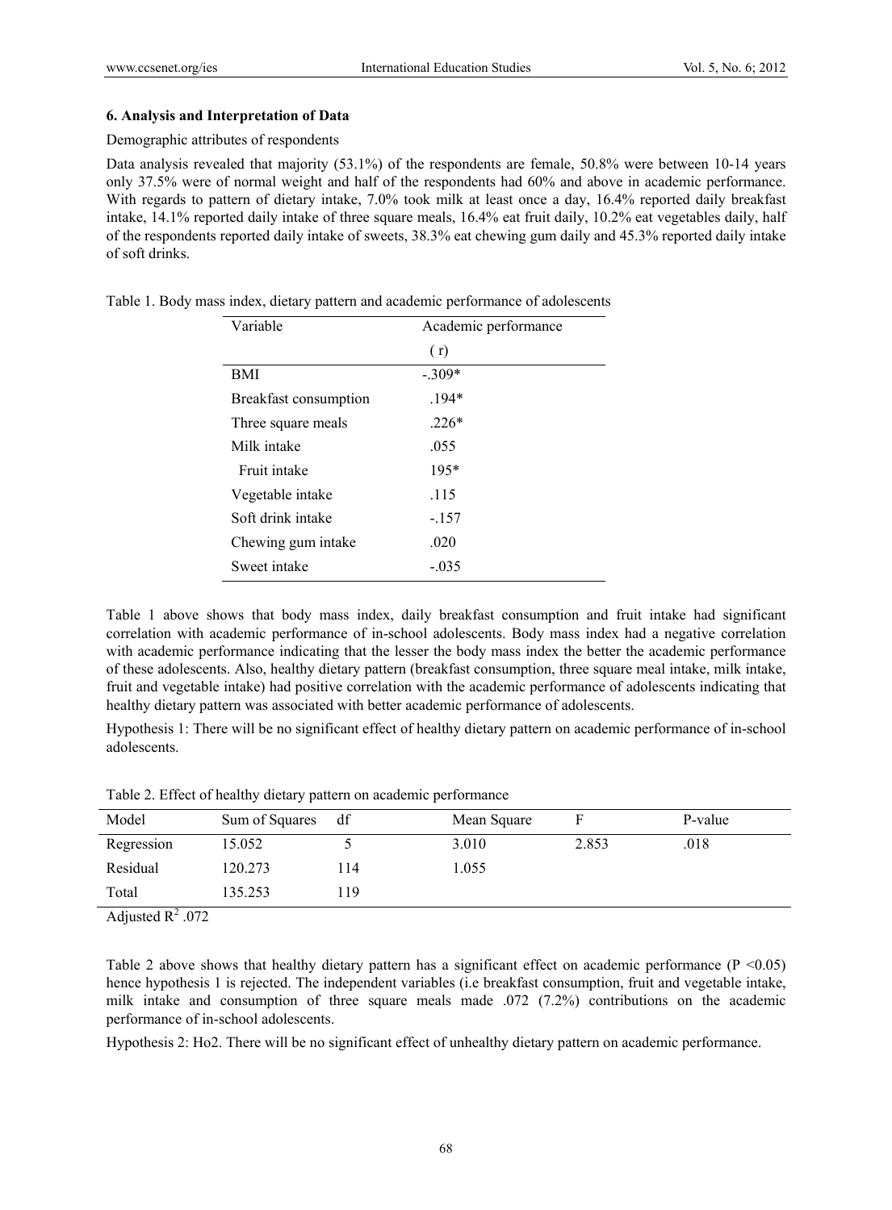### 6. Analysis and Interpretation of Data

Demographic attributes of respondents

Data analysis revealed that majority (53.1%) of the respondents are female, 50.8% were between 10-14 years only 37.5% were of normal weight and half of the respondents had 60% and above in academic performance. With regards to pattern of dietary intake, 7.0% took milk at least once a day, 16.4% reported daily breakfast intake, 14.1% reported daily intake of three square meals, 16.4% eat fruit daily, 10.2% eat vegetables daily, half of the respondents reported daily intake of sweets, 38.3% eat chewing gum daily and 45.3% reported daily intake of soft drinks.

Table 1. Body mass index, dietary pattern and academic performance of adolescents

| Variable | Academic performance ( r) |
|---|---|
| BMI | -.309* |
| Breakfast consumption | .194* |
| Three square meals | .226* |
| Milk intake | .055 |
| Fruit intake | 195* |
| Vegetable intake | .115 |
| Soft drink intake | -.157 |
| Chewing gum intake | .020 |
| Sweet intake | -.035 |

Table 1 above shows that body mass index, daily breakfast consumption and fruit intake had significant correlation with academic performance of in-school adolescents. Body mass index had a negative correlation with academic performance indicating that the lesser the body mass index the better the academic performance of these adolescents. Also, healthy dietary pattern (breakfast consumption, three square meal intake, milk intake, fruit and vegetable intake) had positive correlation with the academic performance of adolescents indicating that healthy dietary pattern was associated with better academic performance of adolescents.

Hypothesis 1: There will be no significant effect of healthy dietary pattern on academic performance of in-school adolescents.

Table 2. Effect of healthy dietary pattern on academic performance

| Model | Sum of Squares | df | Mean Square | F | P-value |
|---|---|---|---|---|---|
| Regression | 15.052 | 5 | 3.010 | 2.853 | .018 |
| Residual | 120.273 | 114 | 1.055 | | |
| Total | 135.253 | 119 | | | |

Adjusted $R^2$ .072

Table 2 above shows that healthy dietary pattern has a significant effect on academic performance ($P < 0.05$) hence hypothesis 1 is rejected. The independent variables (i.e breakfast consumption, fruit and vegetable intake, milk intake and consumption of three square meals made .072 (7.2%) contributions on the academic performance of in-school adolescents.

Hypothesis 2: Ho2. There will be no significant effect of unhealthy dietary pattern on academic performance.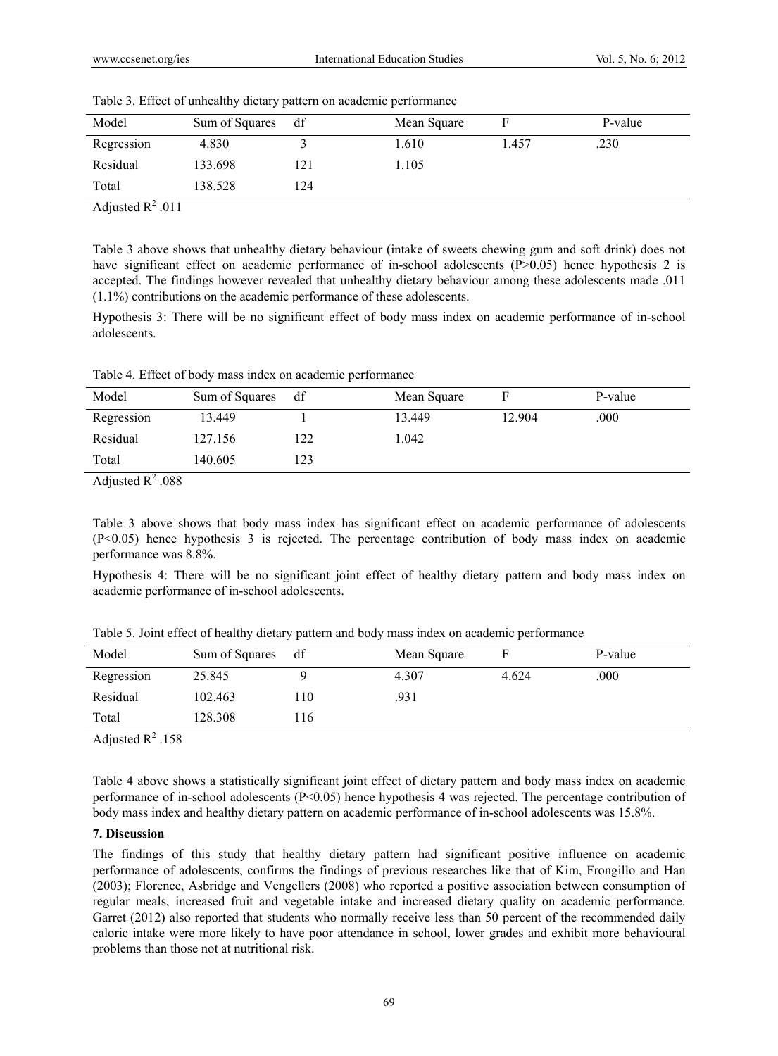Table 3. Effect of unhealthy dietary pattern on academic performance

| Model | Sum of Squares | df | Mean Square | F | P-value |
|---|---|---|---|---|---|
| Regression | 4.830 | 3 | 1.610 | 1.457 | .230 |
| Residual | 133.698 | 121 | 1.105 | | |
| Total | 138.528 | 124 | | | |

Adjusted $R^2$ .011

Table 3 above shows that unhealthy dietary behaviour (intake of sweets chewing gum and soft drink) does not have significant effect on academic performance of in-school adolescents ($P>0.05$) hence hypothesis 2 is accepted. The findings however revealed that unhealthy dietary behaviour among these adolescents made .011 (1.1%) contributions on the academic performance of these adolescents.

Hypothesis 3: There will be no significant effect of body mass index on academic performance of in-school adolescents.

Table 4. Effect of body mass index on academic performance

| Model | Sum of Squares | df | Mean Square | F | P-value |
|---|---|---|---|---|---|
| Regression | 13.449 | 1 | 13.449 | 12.904 | .000 |
| Residual | 127.156 | 122 | 1.042 | | |
| Total | 140.605 | 123 | | | |

Adjusted $R^2$ .088

Table 3 above shows that body mass index has significant effect on academic performance of adolescents ($P<0.05$) hence hypothesis 3 is rejected. The percentage contribution of body mass index on academic performance was 8.8%.

Hypothesis 4: There will be no significant joint effect of healthy dietary pattern and body mass index on academic performance of in-school adolescents.

Table 5. Joint effect of healthy dietary pattern and body mass index on academic performance

| Model | Sum of Squares | df | Mean Square | F | P-value |
|---|---|---|---|---|---|
| Regression | 25.845 | 9 | 4.307 | 4.624 | .000 |
| Residual | 102.463 | 110 | .931 | | |
| Total | 128.308 | 116 | | | |

Adjusted $R^2$ .158

Table 4 above shows a statistically significant joint effect of dietary pattern and body mass index on academic performance of in-school adolescents ($P<0.05$) hence hypothesis 4 was rejected. The percentage contribution of body mass index and healthy dietary pattern on academic performance of in-school adolescents was 15.8%.

## 7. Discussion

The findings of this study that healthy dietary pattern had significant positive influence on academic performance of adolescents, confirms the findings of previous researches like that of Kim, Frongillo and Han (2003); Florence, Asbridge and Vengellers (2008) who reported a positive association between consumption of regular meals, increased fruit and vegetable intake and increased dietary quality on academic performance. Garret (2012) also reported that students who normally receive less than 50 percent of the recommended daily caloric intake were more likely to have poor attendance in school, lower grades and exhibit more behavioural problems than those not at nutritional risk.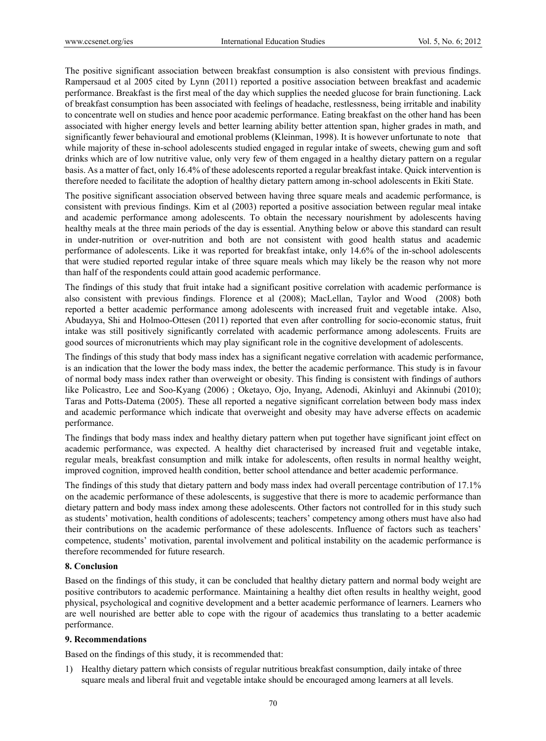The positive significant association between breakfast consumption is also consistent with previous findings. Rampersaud et al 2005 cited by Lynn (2011) reported a positive association between breakfast and academic performance. Breakfast is the first meal of the day which supplies the needed glucose for brain functioning. Lack of breakfast consumption has been associated with feelings of headache, restlessness, being irritable and inability to concentrate well on studies and hence poor academic performance. Eating breakfast on the other hand has been associated with higher energy levels and better learning ability better attention span, higher grades in math, and significantly fewer behavioural and emotional problems (Kleinman, 1998). It is however unfortunate to note that while majority of these in-school adolescents studied engaged in regular intake of sweets, chewing gum and soft drinks which are of low nutritive value, only very few of them engaged in a healthy dietary pattern on a regular basis. As a matter of fact, only 16.4% of these adolescents reported a regular breakfast intake. Quick intervention is therefore needed to facilitate the adoption of healthy dietary pattern among in-school adolescents in Ekiti State.

The positive significant association observed between having three square meals and academic performance, is consistent with previous findings. Kim et al (2003) reported a positive association between regular meal intake and academic performance among adolescents. To obtain the necessary nourishment by adolescents having healthy meals at the three main periods of the day is essential. Anything below or above this standard can result in under-nutrition or over-nutrition and both are not consistent with good health status and academic performance of adolescents. Like it was reported for breakfast intake, only 14.6% of the in-school adolescents that were studied reported regular intake of three square meals which may likely be the reason why not more than half of the respondents could attain good academic performance.

The findings of this study that fruit intake had a significant positive correlation with academic performance is also consistent with previous findings. Florence et al (2008); MacLellan, Taylor and Wood (2008) both reported a better academic performance among adolescents with increased fruit and vegetable intake. Also, Abudayya, Shi and Holmoo-Ottesen (2011) reported that even after controlling for socio-economic status, fruit intake was still positively significantly correlated with academic performance among adolescents. Fruits are good sources of micronutrients which may play significant role in the cognitive development of adolescents.

The findings of this study that body mass index has a significant negative correlation with academic performance, is an indication that the lower the body mass index, the better the academic performance. This study is in favour of normal body mass index rather than overweight or obesity. This finding is consistent with findings of authors like Policastro, Lee and Soo-Kyang (2006) ; Oketayo, Ojo, Inyang, Adenodi, Akinluyi and Akinnubi (2010); Taras and Potts-Datema (2005). These all reported a negative significant correlation between body mass index and academic performance which indicate that overweight and obesity may have adverse effects on academic performance.

The findings that body mass index and healthy dietary pattern when put together have significant joint effect on academic performance, was expected. A healthy diet characterised by increased fruit and vegetable intake, regular meals, breakfast consumption and milk intake for adolescents, often results in normal healthy weight, improved cognition, improved health condition, better school attendance and better academic performance.

The findings of this study that dietary pattern and body mass index had overall percentage contribution of 17.1% on the academic performance of these adolescents, is suggestive that there is more to academic performance than dietary pattern and body mass index among these adolescents. Other factors not controlled for in this study such as students' motivation, health conditions of adolescents; teachers' competency among others must have also had their contributions on the academic performance of these adolescents. Influence of factors such as teachers' competence, students' motivation, parental involvement and political instability on the academic performance is therefore recommended for future research.

## 8. Conclusion

Based on the findings of this study, it can be concluded that healthy dietary pattern and normal body weight are positive contributors to academic performance. Maintaining a healthy diet often results in healthy weight, good physical, psychological and cognitive development and a better academic performance of learners. Learners who are well nourished are better able to cope with the rigour of academics thus translating to a better academic performance.

## 9. Recommendations

Based on the findings of this study, it is recommended that:

1) Healthy dietary pattern which consists of regular nutritious breakfast consumption, daily intake of three square meals and liberal fruit and vegetable intake should be encouraged among learners at all levels.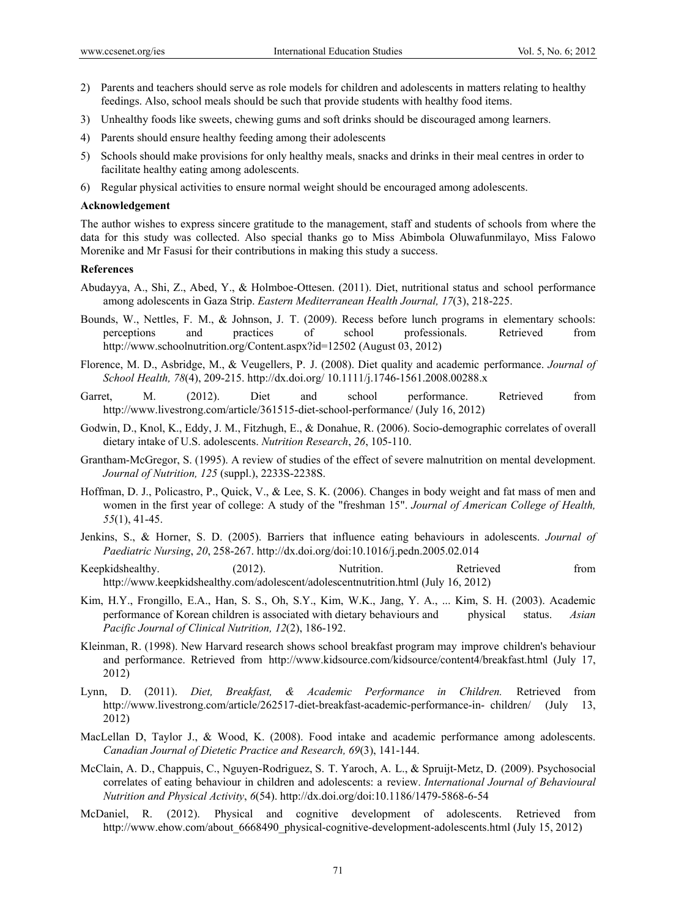2) Parents and teachers should serve as role models for children and adolescents in matters relating to healthy feedings. Also, school meals should be such that provide students with healthy food items.
3) Unhealthy foods like sweets, chewing gums and soft drinks should be discouraged among learners.
4) Parents should ensure healthy feeding among their adolescents
5) Schools should make provisions for only healthy meals, snacks and drinks in their meal centres in order to facilitate healthy eating among adolescents.
6) Regular physical activities to ensure normal weight should be encouraged among adolescents.

**Acknowledgement**

The author wishes to express sincere gratitude to the management, staff and students of schools from where the data for this study was collected. Also special thanks go to Miss Abimbola Oluwafunmilayo, Miss Falowo Morenike and Mr Fasusi for their contributions in making this study a success.

**References**

Abudayya, A., Shi, Z., Abed, Y., & Holmboe-Ottesen. (2011). Diet, nutritional status and school performance among adolescents in Gaza Strip. *Eastern Mediterranean Health Journal, 17*(3), 218-225.

Bounds, W., Nettles, F. M., & Johnson, J. T. (2009). Recess before lunch programs in elementary schools: perceptions and practices of school professionals. Retrieved from http://www.schoolnutrition.org/Content.aspx?id=12502 (August 03, 2012)

Florence, M. D., Asbridge, M., & Veugellers, P. J. (2008). Diet quality and academic performance. *Journal of School Health, 78*(4), 209-215. http://dx.doi.org/ 10.1111/j.1746-1561.2008.00288.x

Garret, M. (2012). Diet and school performance. Retrieved from http://www.livestrong.com/article/361515-diet-school-performance/ (July 16, 2012)

Godwin, D., Knol, K., Eddy, J. M., Fitzhugh, E., & Donahue, R. (2006). Socio-demographic correlates of overall dietary intake of U.S. adolescents. *Nutrition Research*, *26*, 105-110.

Grantham-McGregor, S. (1995). A review of studies of the effect of severe malnutrition on mental development. *Journal of Nutrition, 125* (suppl.), 2233S-2238S.

Hoffman, D. J., Policastro, P., Quick, V., & Lee, S. K. (2006). Changes in body weight and fat mass of men and women in the first year of college: A study of the "freshman 15". *Journal of American College of Health, 55*(1), 41-45.

Jenkins, S., & Horner, S. D. (2005). Barriers that influence eating behaviours in adolescents. *Journal of Paediatric Nursing*, *20*, 258-267. http://dx.doi.org/doi:10.1016/j.pedn.2005.02.014

Keepkidshealthy. (2012). Nutrition. Retrieved from http://www.keepkidshealthy.com/adolescent/adolescentnutrition.html (July 16, 2012)

Kim, H.Y., Frongillo, E.A., Han, S. S., Oh, S.Y., Kim, W.K., Jang, Y. A., ... Kim, S. H. (2003). Academic performance of Korean children is associated with dietary behaviours and physical status. *Asian Pacific Journal of Clinical Nutrition, 12*(2), 186-192.

Kleinman, R. (1998). New Harvard research shows school breakfast program may improve children's behaviour and performance. Retrieved from http://www.kidsource.com/kidsource/content4/breakfast.html (July 17, 2012)

Lynn, D. (2011). *Diet, Breakfast, & Academic Performance in Children.* Retrieved from http://www.livestrong.com/article/262517-diet-breakfast-academic-performance-in- children/ (July 13, 2012)

MacLellan D, Taylor J., & Wood, K. (2008). Food intake and academic performance among adolescents. *Canadian Journal of Dietetic Practice and Research, 69*(3), 141-144.

McClain, A. D., Chappuis, C., Nguyen-Rodriguez, S. T. Yaroch, A. L., & Spruijt-Metz, D. (2009). Psychosocial correlates of eating behaviour in children and adolescents: a review. *International Journal of Behavioural Nutrition and Physical Activity*, *6*(54). http://dx.doi.org/doi:10.1186/1479-5868-6-54

McDaniel, R. (2012). Physical and cognitive development of adolescents. Retrieved from http://www.ehow.com/about_6668490_physical-cognitive-development-adolescents.html (July 15, 2012)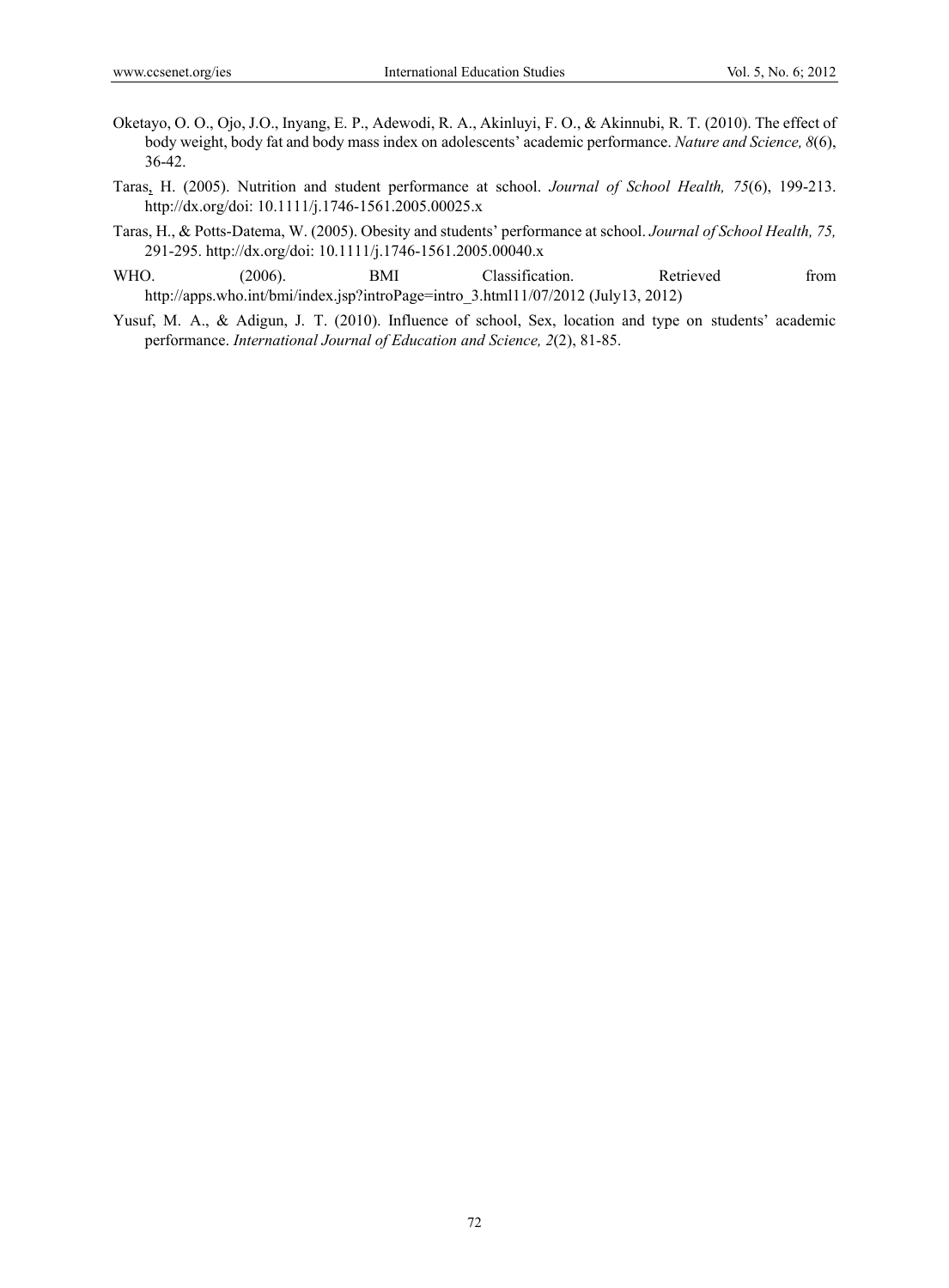Oketayo, O. O., Ojo, J.O., Inyang, E. P., Adewodi, R. A., Akinluyi, F. O., & Akinnubi, R. T. (2010). The effect of body weight, body fat and body mass index on adolescents' academic performance. *Nature and Science, 8*(6), 36-42.

Taras, H. (2005). Nutrition and student performance at school. *Journal of School Health, 75*(6), 199-213. http://dx.org/doi: 10.1111/j.1746-1561.2005.00025.x

Taras, H., & Potts-Datema, W. (2005). Obesity and students' performance at school. *Journal of School Health, 75,* 291-295. http://dx.org/doi: 10.1111/j.1746-1561.2005.00040.x

WHO. (2006). BMI Classification. Retrieved from http://apps.who.int/bmi/index.jsp?introPage=intro_3.html11/07/2012 (July13, 2012)

Yusuf, M. A., & Adigun, J. T. (2010). Influence of school, Sex, location and type on students' academic performance. *International Journal of Education and Science, 2*(2), 81-85.